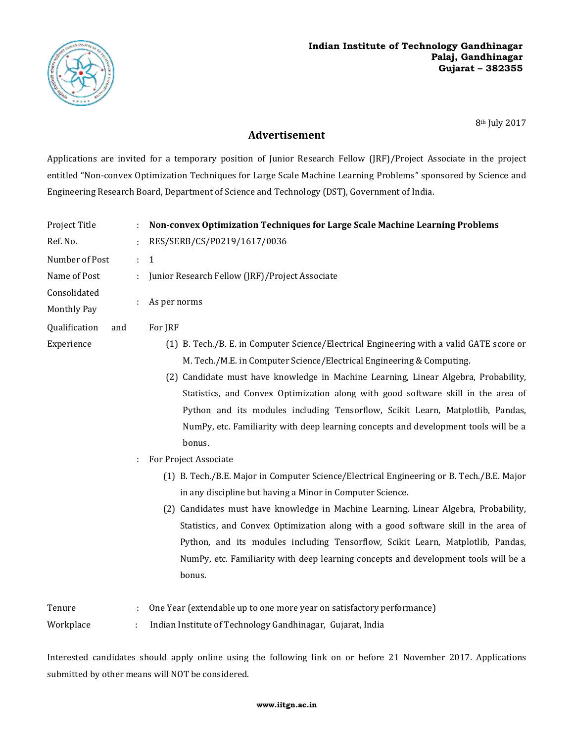**Indian Institute of Technology Gandhinagar**
**Palaj, Gandhinagar**
**Gujarat – 382355**

8th July 2017

## Advertisement

Applications are invited for a temporary position of Junior Research Fellow (JRF)/Project Associate in the project entitled "Non-convex Optimization Techniques for Large Scale Machine Learning Problems" sponsored by Science and Engineering Research Board, Department of Science and Technology (DST), Government of India.

| | | |
|---|---|---|
| Project Title | : | **Non-convex Optimization Techniques for Large Scale Machine Learning Problems** |
| Ref. No. | : | RES/SERB/CS/P0219/1617/0036 |
| Number of Post | : | 1 |
| Name of Post | : | Junior Research Fellow (JRF)/Project Associate |
| Consolidated Monthly Pay | : | As per norms |

**Qualification and Experience** :

For JRF

1. B. Tech./B. E. in Computer Science/Electrical Engineering with a valid GATE score or M. Tech./M.E. in Computer Science/Electrical Engineering & Computing.
2. Candidate must have knowledge in Machine Learning, Linear Algebra, Probability, Statistics, and Convex Optimization along with good software skill in the area of Python and its modules including Tensorflow, Scikit Learn, Matplotlib, Pandas, NumPy, etc. Familiarity with deep learning concepts and development tools will be a bonus.

For Project Associate

1. B. Tech./B.E. Major in Computer Science/Electrical Engineering or B. Tech./B.E. Major in any discipline but having a Minor in Computer Science.
2. Candidates must have knowledge in Machine Learning, Linear Algebra, Probability, Statistics, and Convex Optimization along with a good software skill in the area of Python, and its modules including Tensorflow, Scikit Learn, Matplotlib, Pandas, NumPy, etc. Familiarity with deep learning concepts and development tools will be a bonus.

| | | |
|---|---|---|
| Tenure | : | One Year (extendable up to one more year on satisfactory performance) |
| Workplace | : | Indian Institute of Technology Gandhinagar, Gujarat, India |

Interested candidates should apply online using the following link on or before 21 November 2017. Applications submitted by other means will NOT be considered.

**www.iitgn.ac.in**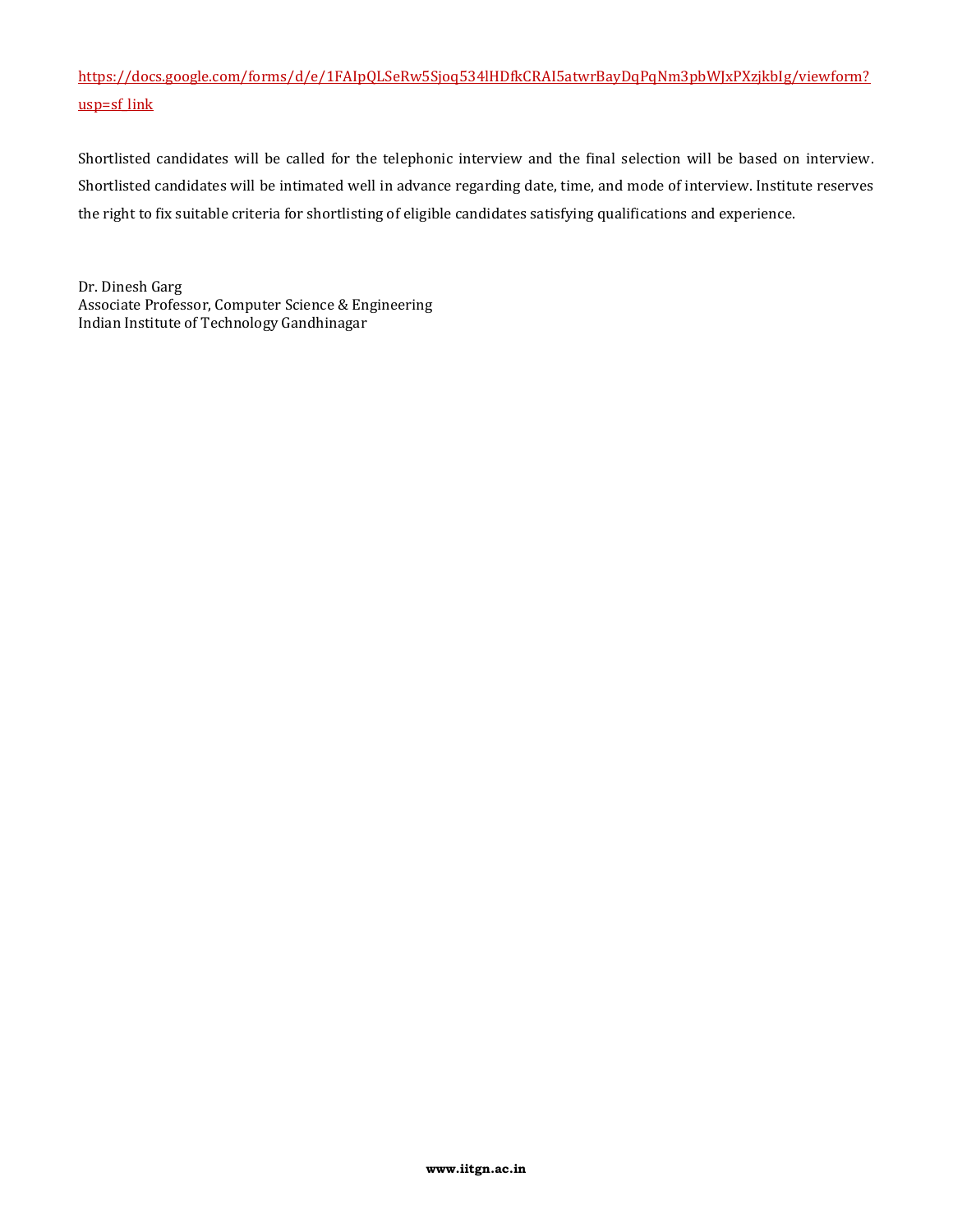https://docs.google.com/forms/d/e/1FAIpQLSeRw5Sjoq534lHDfkCRAI5atwrBayDqPqNm3pbWJxPXzjkbIg/viewform?usp=sf_link

Shortlisted candidates will be called for the telephonic interview and the final selection will be based on interview. Shortlisted candidates will be intimated well in advance regarding date, time, and mode of interview. Institute reserves the right to fix suitable criteria for shortlisting of eligible candidates satisfying qualifications and experience.

Dr. Dinesh Garg
Associate Professor, Computer Science & Engineering
Indian Institute of Technology Gandhinagar